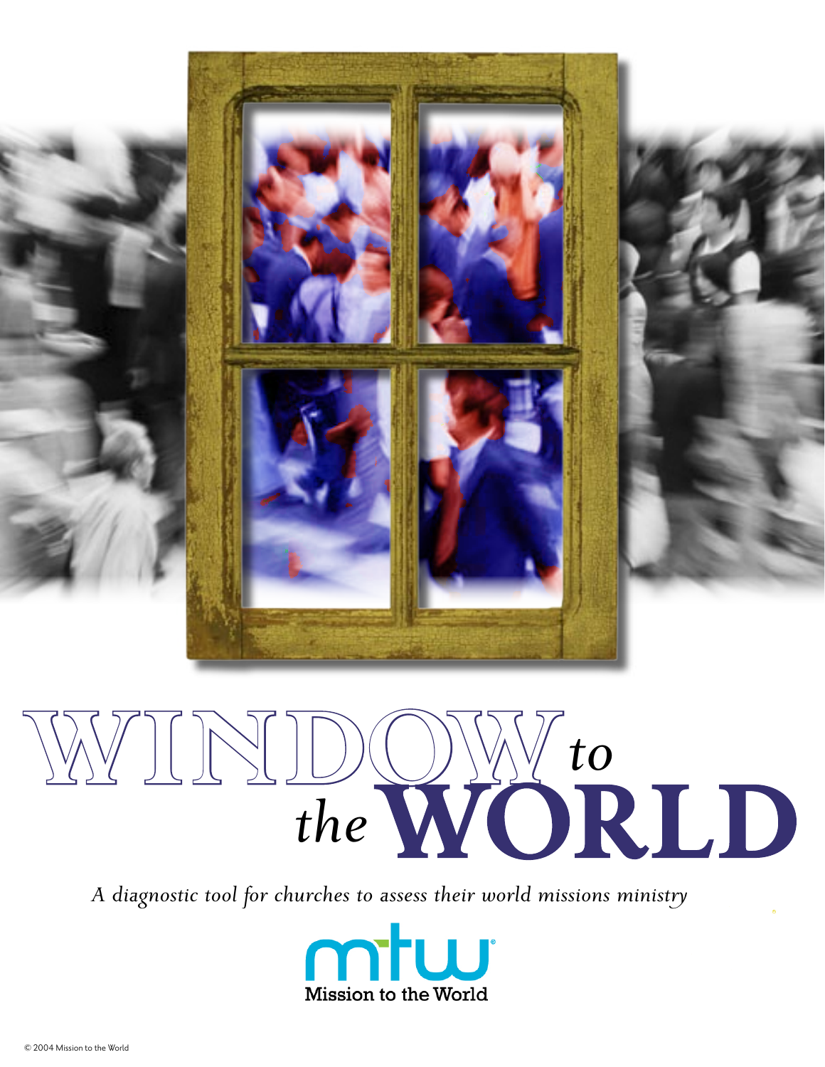# WINDOW *to the* WORLD

*A diagnostic tool for churches to assess their world missions ministry*

mtw
Mission to the World

© 2004 Mission to the World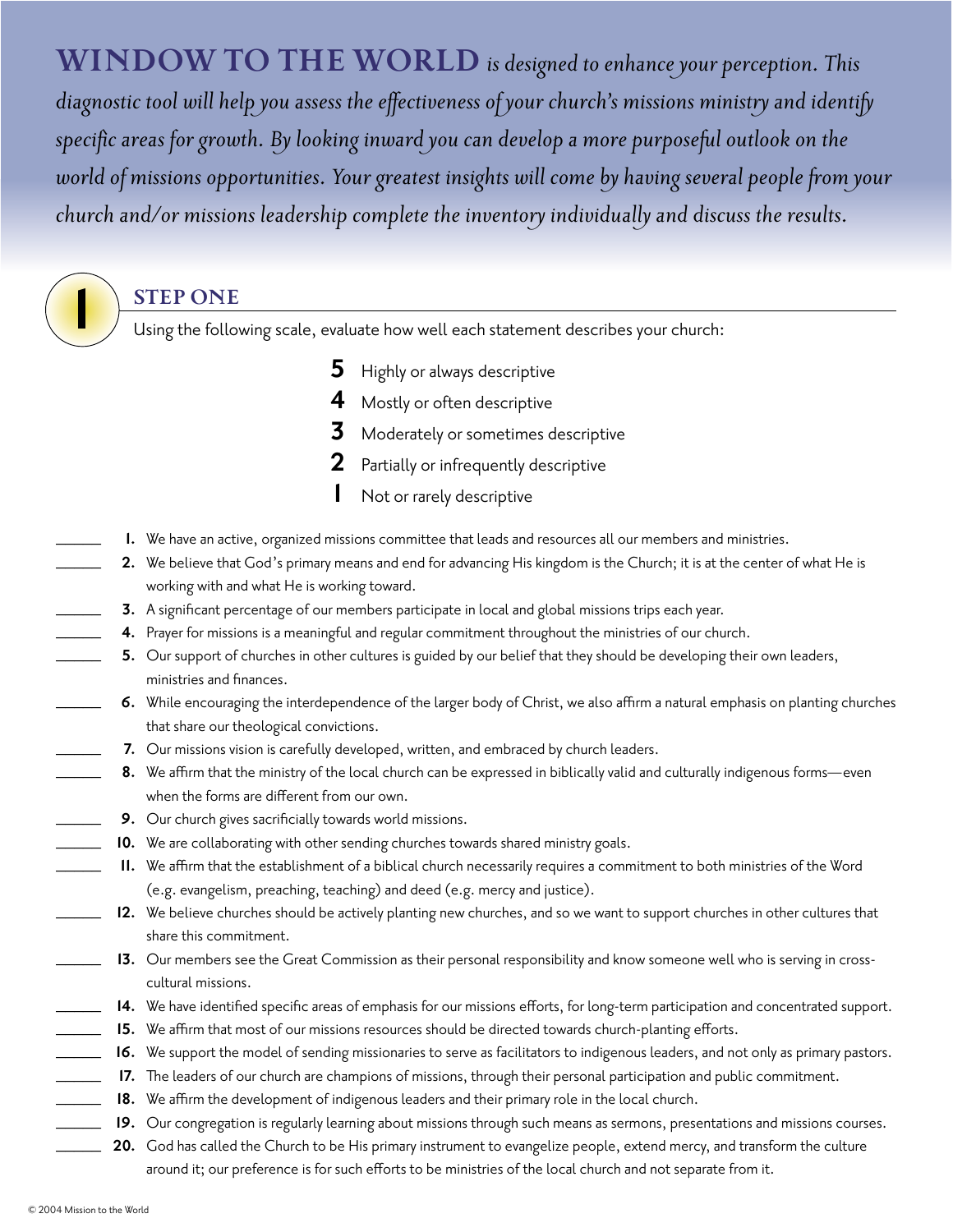**WINDOW TO THE WORLD** *is designed to enhance your perception. This diagnostic tool will help you assess the effectiveness of your church's missions ministry and identify specific areas for growth. By looking inward you can develop a more purposeful outlook on the world of missions opportunities. Your greatest insights will come by having several people from your church and/or missions leadership complete the inventory individually and discuss the results.*

## 1 STEP ONE

Using the following scale, evaluate how well each statement describes your church:

- **5** Highly or always descriptive
- **4** Mostly or often descriptive
- **3** Moderately or sometimes descriptive
- **2** Partially or infrequently descriptive
- **1** Not or rarely descriptive

______ **1.** We have an active, organized missions committee that leads and resources all our members and ministries.

______ **2.** We believe that God's primary means and end for advancing His kingdom is the Church; it is at the center of what He is working with and what He is working toward.

______ **3.** A significant percentage of our members participate in local and global missions trips each year.

______ **4.** Prayer for missions is a meaningful and regular commitment throughout the ministries of our church.

______ **5.** Our support of churches in other cultures is guided by our belief that they should be developing their own leaders, ministries and finances.

______ **6.** While encouraging the interdependence of the larger body of Christ, we also affirm a natural emphasis on planting churches that share our theological convictions.

______ **7.** Our missions vision is carefully developed, written, and embraced by church leaders.

______ **8.** We affirm that the ministry of the local church can be expressed in biblically valid and culturally indigenous forms—even when the forms are different from our own.

______ **9.** Our church gives sacrificially towards world missions.

______ **10.** We are collaborating with other sending churches towards shared ministry goals.

______ **11.** We affirm that the establishment of a biblical church necessarily requires a commitment to both ministries of the Word (e.g. evangelism, preaching, teaching) and deed (e.g. mercy and justice).

______ **12.** We believe churches should be actively planting new churches, and so we want to support churches in other cultures that share this commitment.

______ **13.** Our members see the Great Commission as their personal responsibility and know someone well who is serving in cross-cultural missions.

______ **14.** We have identified specific areas of emphasis for our missions efforts, for long-term participation and concentrated support.

______ **15.** We affirm that most of our missions resources should be directed towards church-planting efforts.

______ **16.** We support the model of sending missionaries to serve as facilitators to indigenous leaders, and not only as primary pastors.

______ **17.** The leaders of our church are champions of missions, through their personal participation and public commitment.

______ **18.** We affirm the development of indigenous leaders and their primary role in the local church.

______ **19.** Our congregation is regularly learning about missions through such means as sermons, presentations and missions courses.

______ **20.** God has called the Church to be His primary instrument to evangelize people, extend mercy, and transform the culture around it; our preference is for such efforts to be ministries of the local church and not separate from it.

© 2004 Mission to the World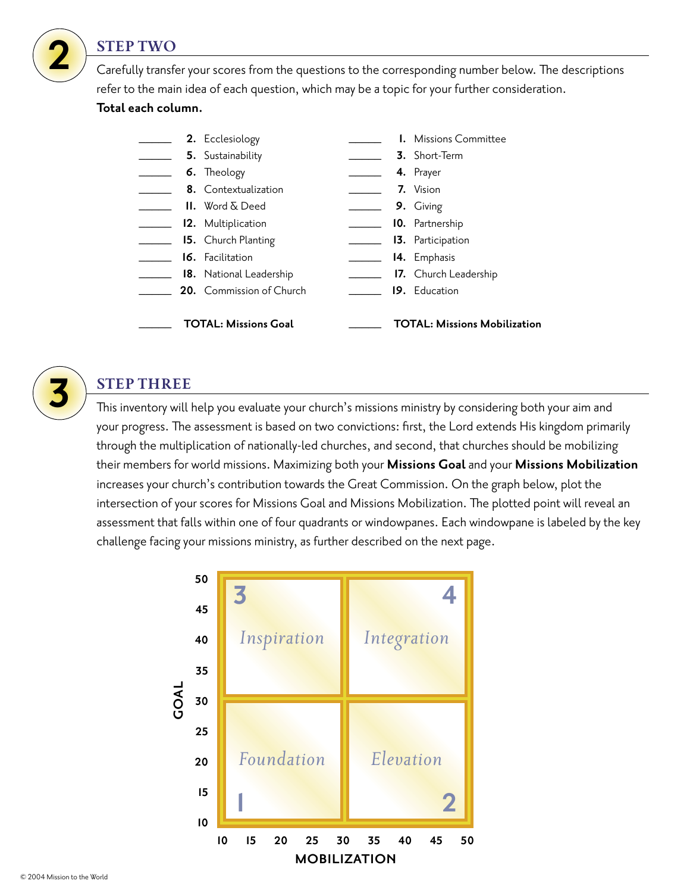## STEP TWO

Carefully transfer your scores from the questions to the corresponding number below. The descriptions refer to the main idea of each question, which may be a topic for your further consideration. **Total each column.**

| Score | Missions Goal | Score | Missions Mobilization |
|---|---|---|---|
| ______ | **2.** Ecclesiology | ______ | **1.** Missions Committee |
| ______ | **5.** Sustainability | ______ | **3.** Short-Term |
| ______ | **6.** Theology | ______ | **4.** Prayer |
| ______ | **8.** Contextualization | ______ | **7.** Vision |
| ______ | **11.** Word & Deed | ______ | **9.** Giving |
| ______ | **12.** Multiplication | ______ | **10.** Partnership |
| ______ | **15.** Church Planting | ______ | **13.** Participation |
| ______ | **16.** Facilitation | ______ | **14.** Emphasis |
| ______ | **18.** National Leadership | ______ | **17.** Church Leadership |
| ______ | **20.** Commission of Church | ______ | **19.** Education |
| ______ | **TOTAL: Missions Goal** | ______ | **TOTAL: Missions Mobilization** |

## STEP THREE

This inventory will help you evaluate your church's missions ministry by considering both your aim and your progress. The assessment is based on two convictions: first, the Lord extends His kingdom primarily through the multiplication of nationally-led churches, and second, that churches should be mobilizing their members for world missions. Maximizing both your **Missions Goal** and your **Missions Mobilization** increases your church's contribution towards the Great Commission. On the graph below, plot the intersection of your scores for Missions Goal and Missions Mobilization. The plotted point will reveal an assessment that falls within one of four quadrants or windowpanes. Each windowpane is labeled by the key challenge facing your missions ministry, as further described on the next page.

| GOAL \ MOBILIZATION | 10–30 | 30–50 |
|---|---|---|
| 30–50 | **3** *Inspiration* | **4** *Integration* |
| 10–30 | **1** *Foundation* | **2** *Elevation* |

GOAL (vertical axis): 10, 15, 20, 25, 30, 35, 40, 45, 50

MOBILIZATION (horizontal axis): 10, 15, 20, 25, 30, 35, 40, 45, 50

© 2004 Mission to the World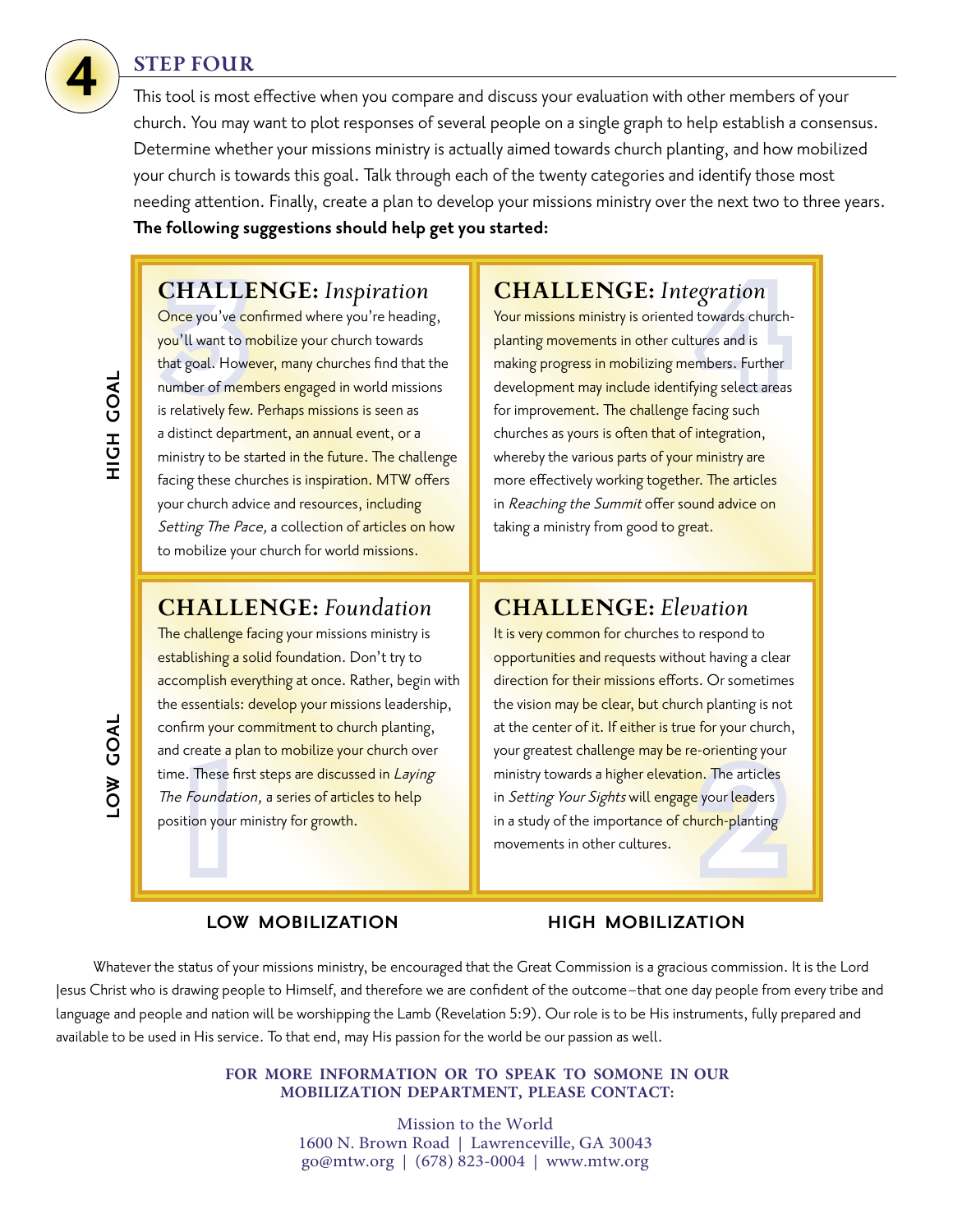## 4 STEP FOUR

This tool is most effective when you compare and discuss your evaluation with other members of your church. You may want to plot responses of several people on a single graph to help establish a consensus. Determine whether your missions ministry is actually aimed towards church planting, and how mobilized your church is towards this goal. Talk through each of the twenty categories and identify those most needing attention. Finally, create a plan to develop your missions ministry over the next two to three years. **The following suggestions should help get you started:**

HIGH GOAL

### 3 CHALLENGE: *Inspiration*

Once you've confirmed where you're heading, you'll want to mobilize your church towards that goal. However, many churches find that the number of members engaged in world missions is relatively few. Perhaps missions is seen as a distinct department, an annual event, or a ministry to be started in the future. The challenge facing these churches is inspiration. MTW offers your church advice and resources, including *Setting The Pace,* a collection of articles on how to mobilize your church for world missions.

### 4 CHALLENGE: *Integration*

Your missions ministry is oriented towards church-planting movements in other cultures and is making progress in mobilizing members. Further development may include identifying select areas for improvement. The challenge facing such churches as yours is often that of integration, whereby the various parts of your ministry are more effectively working together. The articles in *Reaching the Summit* offer sound advice on taking a ministry from good to great.

LOW GOAL

### 1 CHALLENGE: *Foundation*

The challenge facing your missions ministry is establishing a solid foundation. Don't try to accomplish everything at once. Rather, begin with the essentials: develop your missions leadership, confirm your commitment to church planting, and create a plan to mobilize your church over time. These first steps are discussed in *Laying The Foundation,* a series of articles to help position your ministry for growth.

### 2 CHALLENGE: *Elevation*

It is very common for churches to respond to opportunities and requests without having a clear direction for their missions efforts. Or sometimes the vision may be clear, but church planting is not at the center of it. If either is true for your church, your greatest challenge may be re-orienting your ministry towards a higher elevation. The articles in *Setting Your Sights* will engage your leaders in a study of the importance of church-planting movements in other cultures.

LOW MOBILIZATION | HIGH MOBILIZATION

Whatever the status of your missions ministry, be encouraged that the Great Commission is a gracious commission. It is the Lord Jesus Christ who is drawing people to Himself, and therefore we are confident of the outcome–that one day people from every tribe and language and people and nation will be worshipping the Lamb (Revelation 5:9). Our role is to be His instruments, fully prepared and available to be used in His service. To that end, may His passion for the world be our passion as well.

**FOR MORE INFORMATION OR TO SPEAK TO SOMONE IN OUR MOBILIZATION DEPARTMENT, PLEASE CONTACT:**

Mission to the World
1600 N. Brown Road | Lawrenceville, GA 30043
go@mtw.org | (678) 823-0004 | www.mtw.org